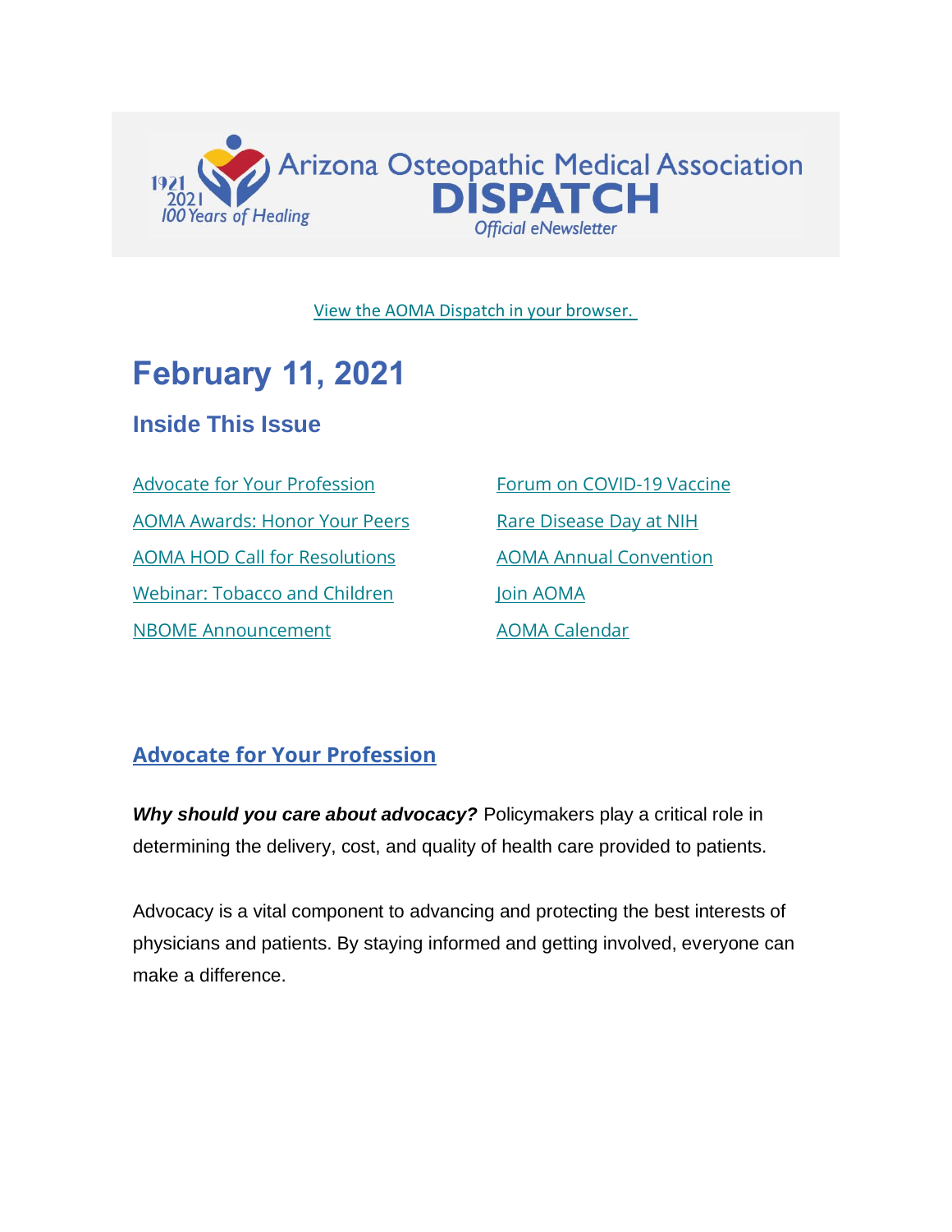Arizona Osteopathic Medical Association

1921 2021 100 Years of Healing

# DISPATCH

Official eNewsletter

View the AOMA Dispatch in your browser.

# February 11, 2021

## Inside This Issue

- Advocate for Your Profession
- AOMA Awards: Honor Your Peers
- AOMA HOD Call for Resolutions
- Webinar: Tobacco and Children
- NBOME Announcement
- Forum on COVID-19 Vaccine
- Rare Disease Day at NIH
- AOMA Annual Convention
- Join AOMA
- AOMA Calendar

## Advocate for Your Profession

***Why should you care about advocacy?*** Policymakers play a critical role in determining the delivery, cost, and quality of health care provided to patients.

Advocacy is a vital component to advancing and protecting the best interests of physicians and patients. By staying informed and getting involved, everyone can make a difference.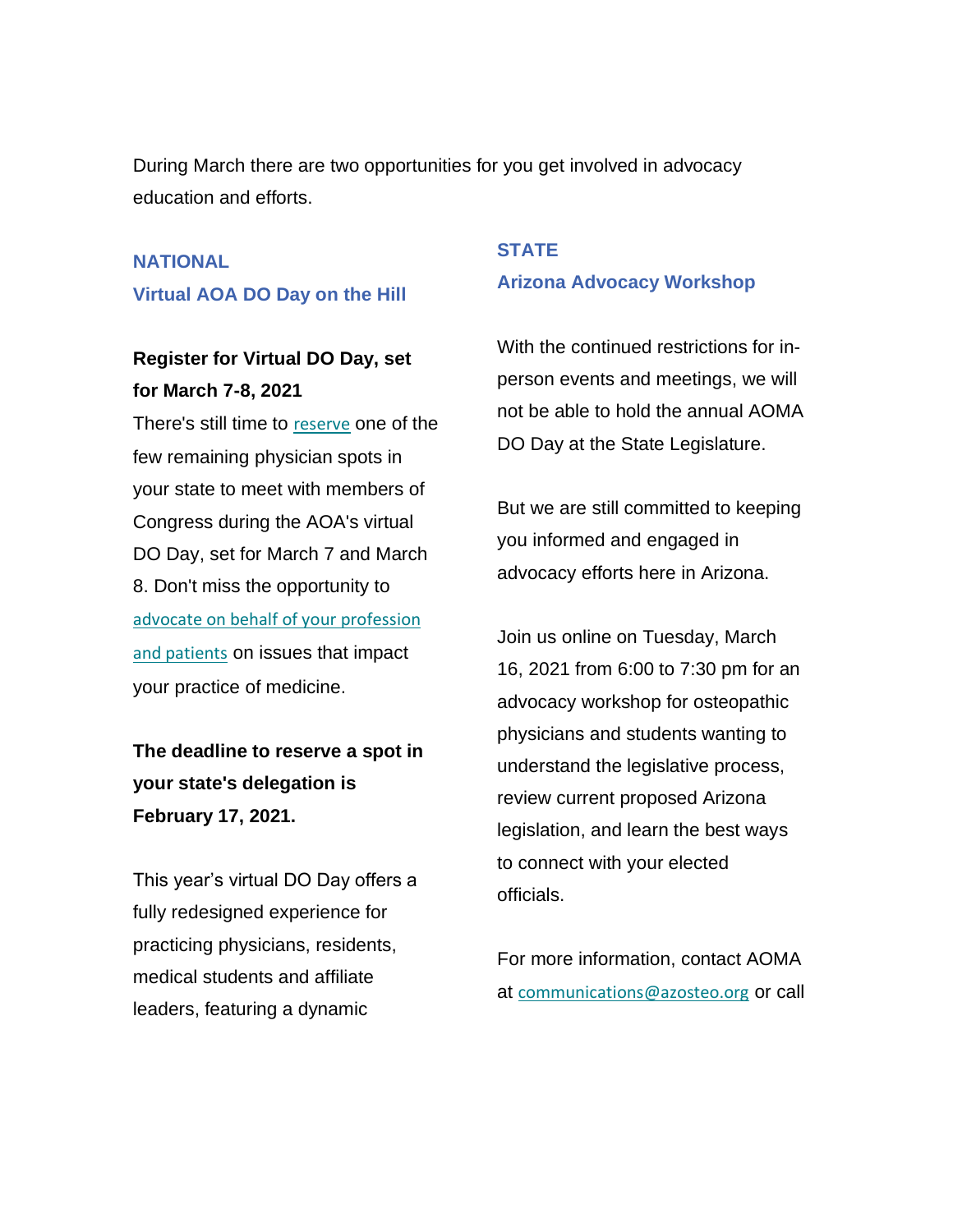During March there are two opportunities for you get involved in advocacy education and efforts.

## NATIONAL
## Virtual AOA DO Day on the Hill

**Register for Virtual DO Day, set for March 7-8, 2021**

There's still time to reserve one of the few remaining physician spots in your state to meet with members of Congress during the AOA's virtual DO Day, set for March 7 and March 8. Don't miss the opportunity to advocate on behalf of your profession and patients on issues that impact your practice of medicine.

**The deadline to reserve a spot in your state's delegation is February 17, 2021.**

This year's virtual DO Day offers a fully redesigned experience for practicing physicians, residents, medical students and affiliate leaders, featuring a dynamic

## STATE
## Arizona Advocacy Workshop

With the continued restrictions for in-person events and meetings, we will not be able to hold the annual AOMA DO Day at the State Legislature.

But we are still committed to keeping you informed and engaged in advocacy efforts here in Arizona.

Join us online on Tuesday, March 16, 2021 from 6:00 to 7:30 pm for an advocacy workshop for osteopathic physicians and students wanting to understand the legislative process, review current proposed Arizona legislation, and learn the best ways to connect with your elected officials.

For more information, contact AOMA at communications@azosteo.org or call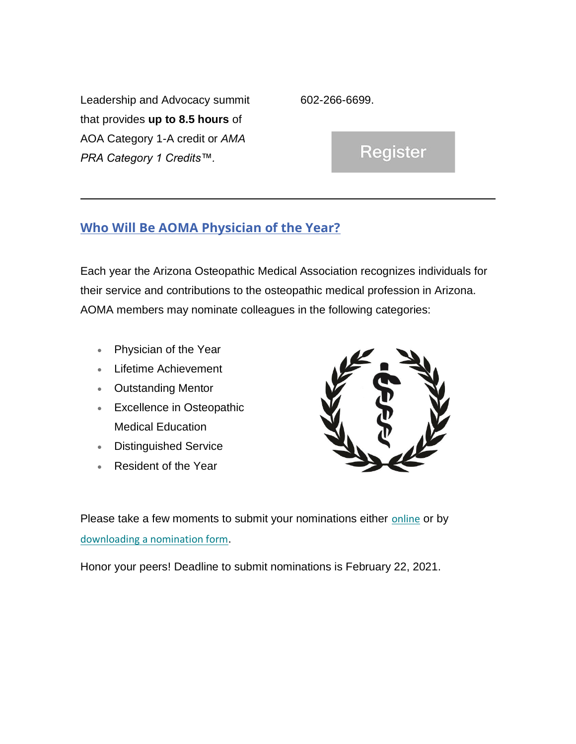Leadership and Advocacy summit that provides **up to 8.5 hours** of AOA Category 1-A credit or *AMA PRA Category 1 Credits™*.

602-266-6699.

Register

---

## Who Will Be AOMA Physician of the Year?

Each year the Arizona Osteopathic Medical Association recognizes individuals for their service and contributions to the osteopathic medical profession in Arizona. AOMA members may nominate colleagues in the following categories:

- Physician of the Year
- Lifetime Achievement
- Outstanding Mentor
- Excellence in Osteopathic Medical Education
- Distinguished Service
- Resident of the Year

Please take a few moments to submit your nominations either online or by downloading a nomination form.

Honor your peers! Deadline to submit nominations is February 22, 2021.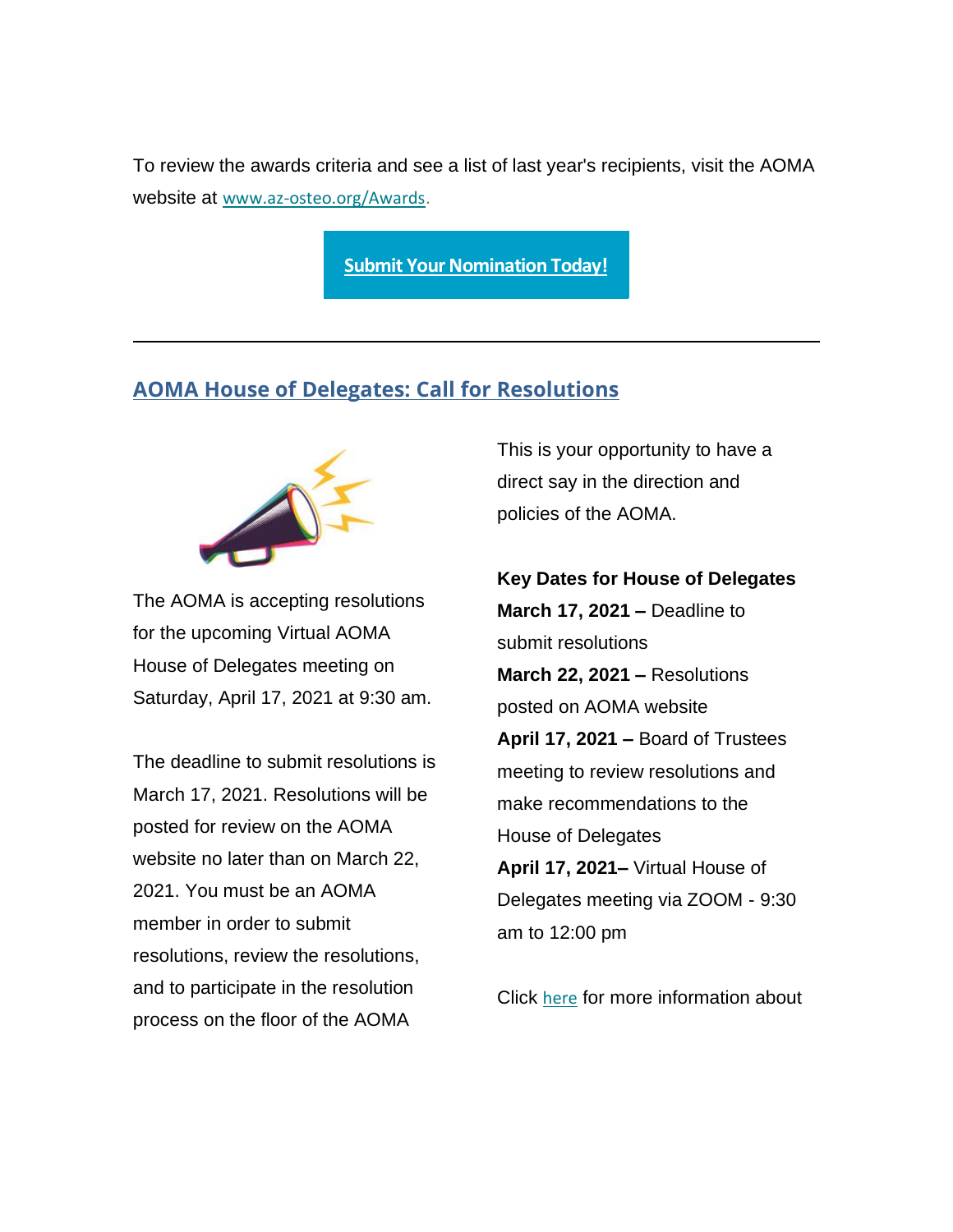To review the awards criteria and see a list of last year's recipients, visit the AOMA website at www.az-osteo.org/Awards.

**Submit Your Nomination Today!**

---

## AOMA House of Delegates: Call for Resolutions

The AOMA is accepting resolutions for the upcoming Virtual AOMA House of Delegates meeting on Saturday, April 17, 2021 at 9:30 am.

The deadline to submit resolutions is March 17, 2021. Resolutions will be posted for review on the AOMA website no later than on March 22, 2021. You must be an AOMA member in order to submit resolutions, review the resolutions, and to participate in the resolution process on the floor of the AOMA

This is your opportunity to have a direct say in the direction and policies of the AOMA.

**Key Dates for House of Delegates**
**March 17, 2021 –** Deadline to submit resolutions
**March 22, 2021 –** Resolutions posted on AOMA website
**April 17, 2021 –** Board of Trustees meeting to review resolutions and make recommendations to the House of Delegates
**April 17, 2021–** Virtual House of Delegates meeting via ZOOM - 9:30 am to 12:00 pm

Click here for more information about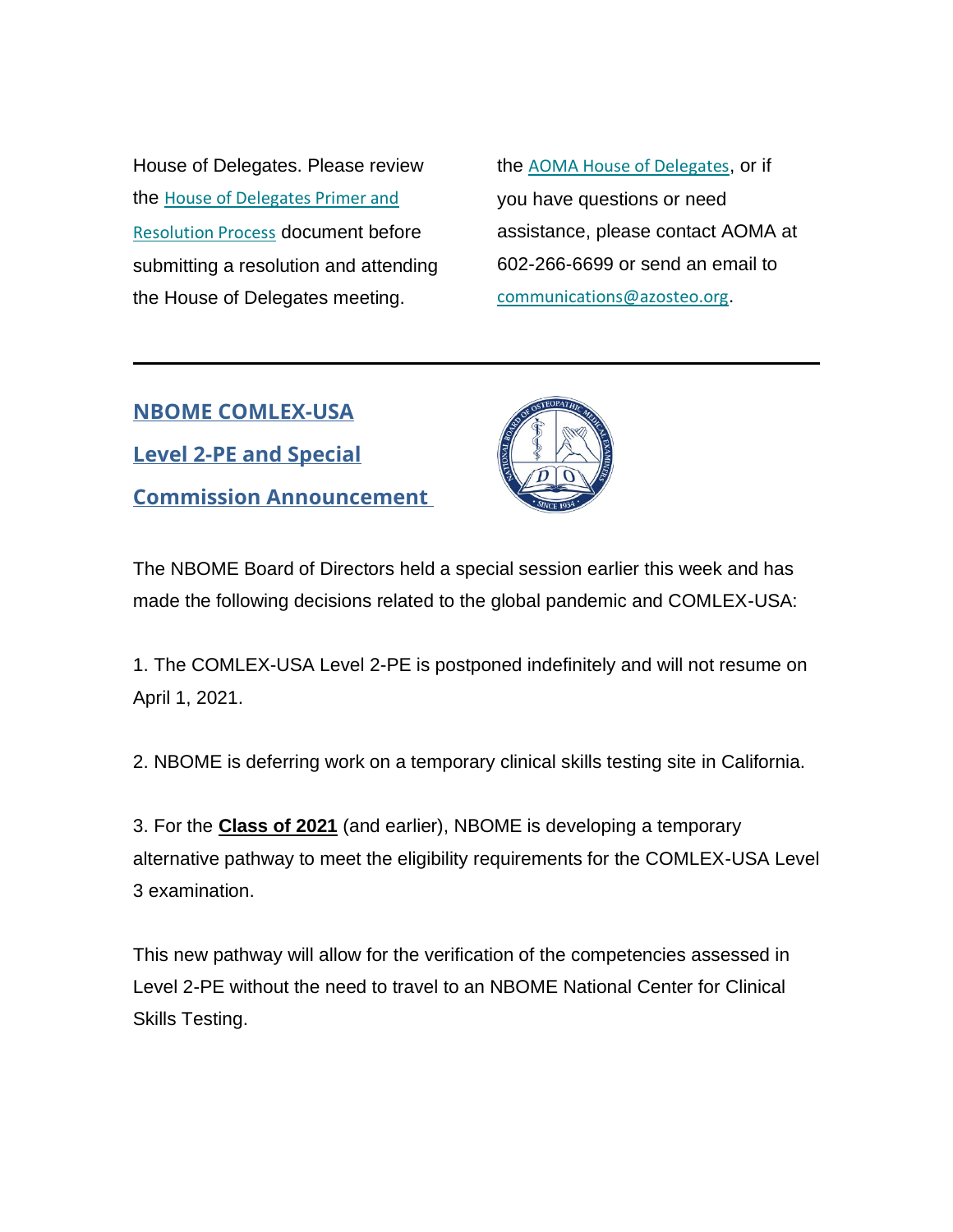House of Delegates. Please review the House of Delegates Primer and Resolution Process document before submitting a resolution and attending the House of Delegates meeting.

the AOMA House of Delegates, or if you have questions or need assistance, please contact AOMA at 602-266-6699 or send an email to communications@azosteo.org.

---

## NBOME COMLEX-USA Level 2-PE and Special Commission Announcement

The NBOME Board of Directors held a special session earlier this week and has made the following decisions related to the global pandemic and COMLEX-USA:

1. The COMLEX-USA Level 2-PE is postponed indefinitely and will not resume on April 1, 2021.

2. NBOME is deferring work on a temporary clinical skills testing site in California.

3. For the **Class of 2021** (and earlier), NBOME is developing a temporary alternative pathway to meet the eligibility requirements for the COMLEX-USA Level 3 examination.

This new pathway will allow for the verification of the competencies assessed in Level 2-PE without the need to travel to an NBOME National Center for Clinical Skills Testing.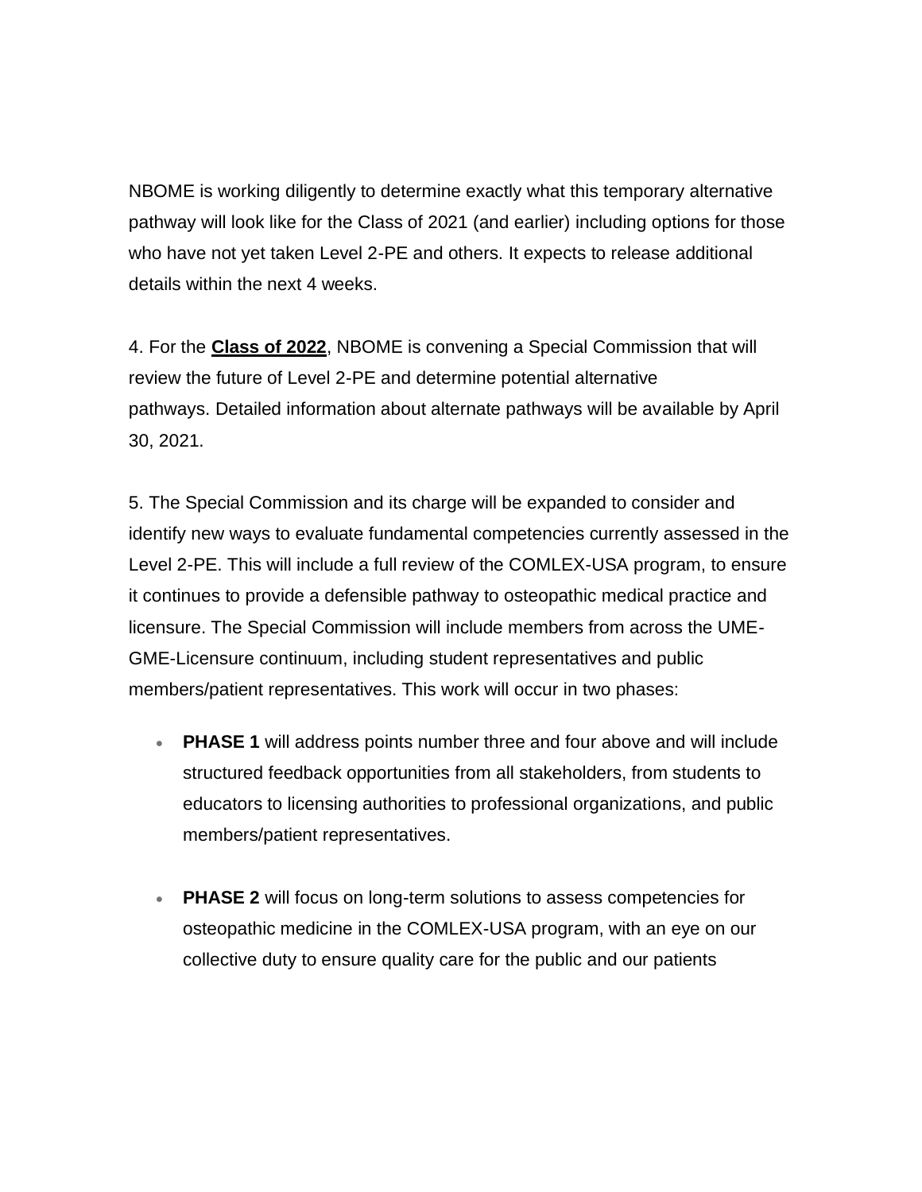NBOME is working diligently to determine exactly what this temporary alternative pathway will look like for the Class of 2021 (and earlier) including options for those who have not yet taken Level 2-PE and others. It expects to release additional details within the next 4 weeks.

4. For the **Class of 2022**, NBOME is convening a Special Commission that will review the future of Level 2-PE and determine potential alternative pathways. Detailed information about alternate pathways will be available by April 30, 2021.

5. The Special Commission and its charge will be expanded to consider and identify new ways to evaluate fundamental competencies currently assessed in the Level 2-PE. This will include a full review of the COMLEX-USA program, to ensure it continues to provide a defensible pathway to osteopathic medical practice and licensure. The Special Commission will include members from across the UME-GME-Licensure continuum, including student representatives and public members/patient representatives. This work will occur in two phases:

- **PHASE 1** will address points number three and four above and will include structured feedback opportunities from all stakeholders, from students to educators to licensing authorities to professional organizations, and public members/patient representatives.
- **PHASE 2** will focus on long-term solutions to assess competencies for osteopathic medicine in the COMLEX-USA program, with an eye on our collective duty to ensure quality care for the public and our patients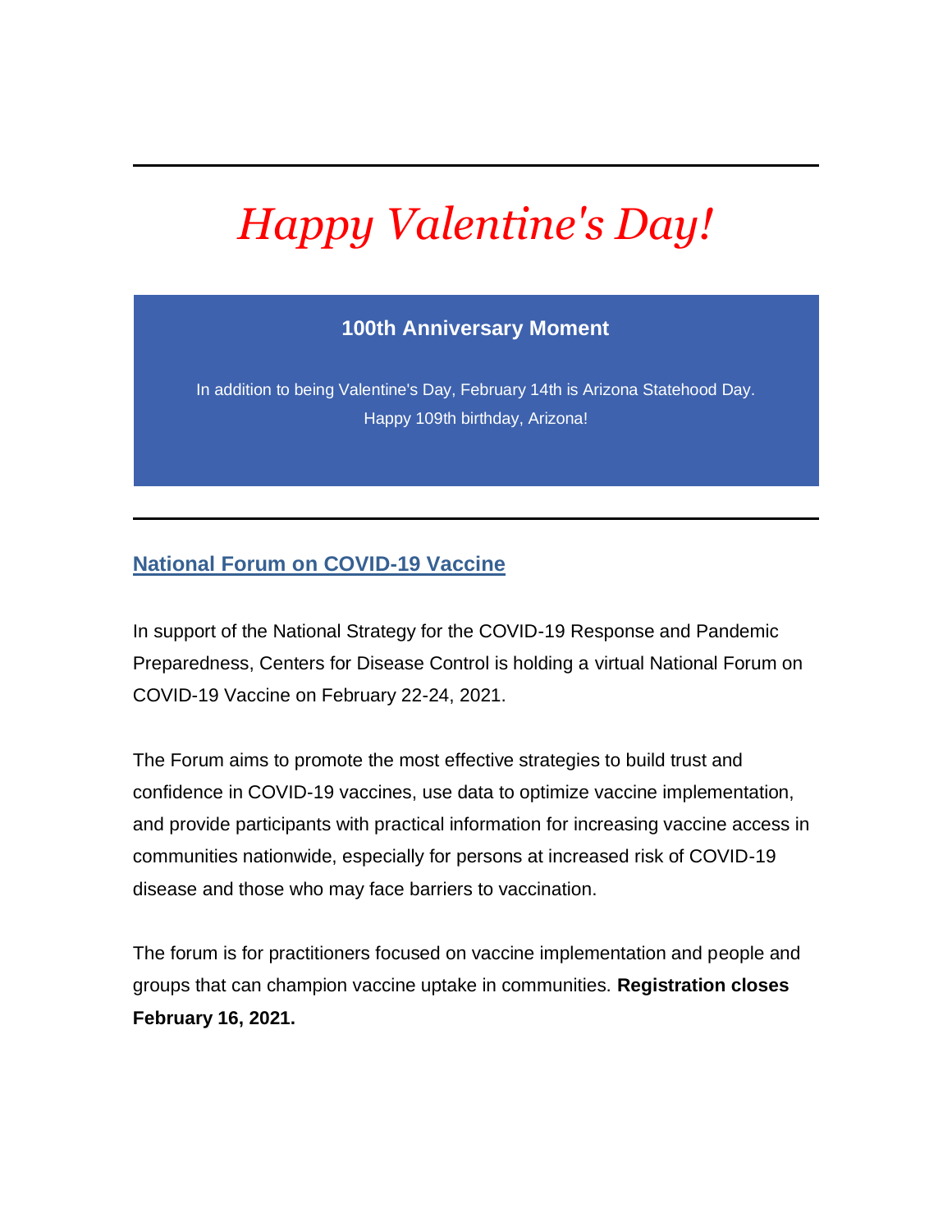---

# *Happy Valentine's Day!*

**100th Anniversary Moment**

In addition to being Valentine's Day, February 14th is Arizona Statehood Day. Happy 109th birthday, Arizona!

---

## National Forum on COVID-19 Vaccine

In support of the National Strategy for the COVID-19 Response and Pandemic Preparedness, Centers for Disease Control is holding a virtual National Forum on COVID-19 Vaccine on February 22-24, 2021.

The Forum aims to promote the most effective strategies to build trust and confidence in COVID-19 vaccines, use data to optimize vaccine implementation, and provide participants with practical information for increasing vaccine access in communities nationwide, especially for persons at increased risk of COVID-19 disease and those who may face barriers to vaccination.

The forum is for practitioners focused on vaccine implementation and people and groups that can champion vaccine uptake in communities. **Registration closes February 16, 2021.**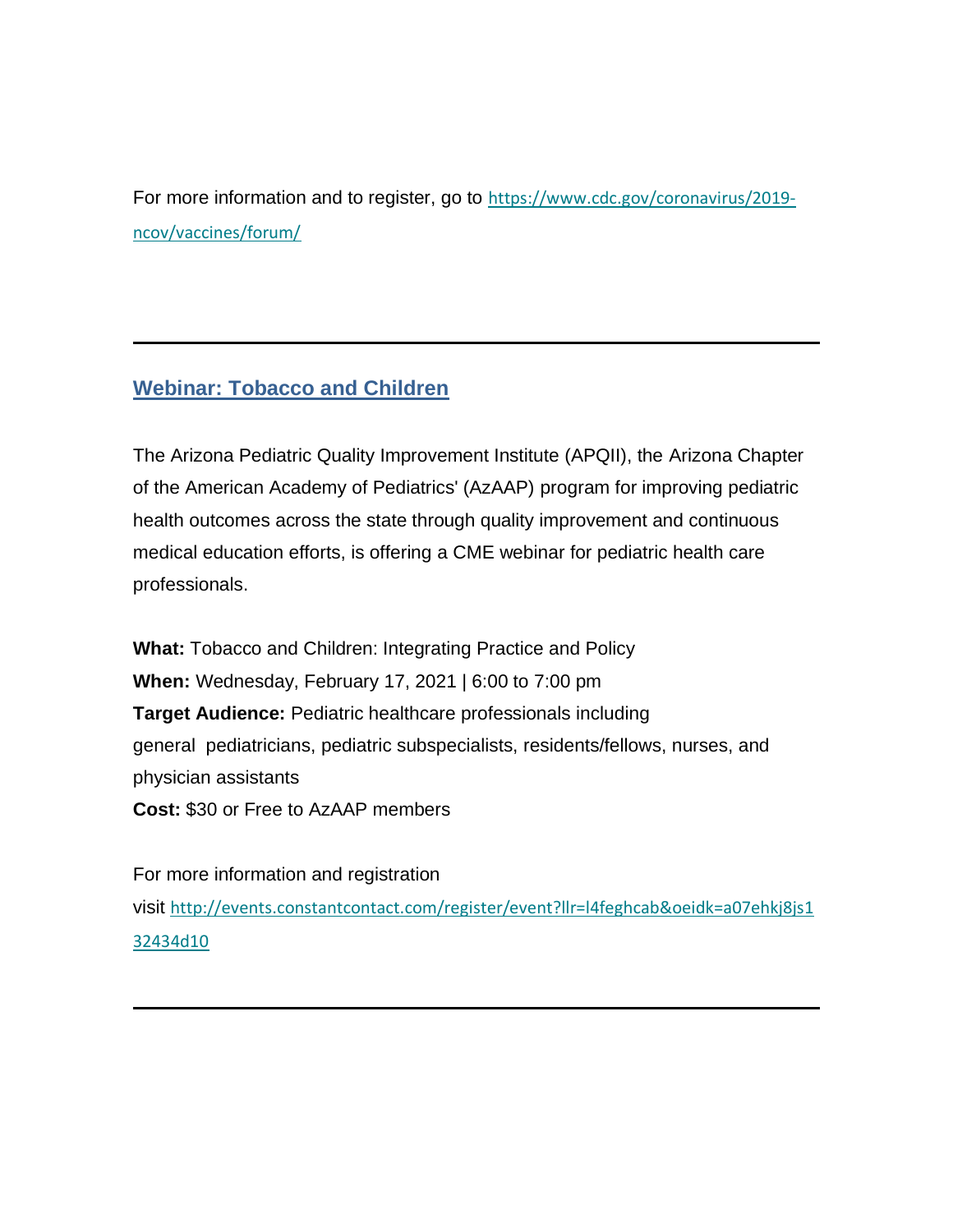For more information and to register, go to https://www.cdc.gov/coronavirus/2019-ncov/vaccines/forum/

---

## Webinar: Tobacco and Children

The Arizona Pediatric Quality Improvement Institute (APQII), the Arizona Chapter of the American Academy of Pediatrics' (AzAAP) program for improving pediatric health outcomes across the state through quality improvement and continuous medical education efforts, is offering a CME webinar for pediatric health care professionals.

**What:** Tobacco and Children: Integrating Practice and Policy
**When:** Wednesday, February 17, 2021 | 6:00 to 7:00 pm
**Target Audience:** Pediatric healthcare professionals including general pediatricians, pediatric subspecialists, residents/fellows, nurses, and physician assistants
**Cost:** $30 or Free to AzAAP members

For more information and registration visit http://events.constantcontact.com/register/event?llr=l4feghcab&oeidk=a07ehkj8js132434d10

---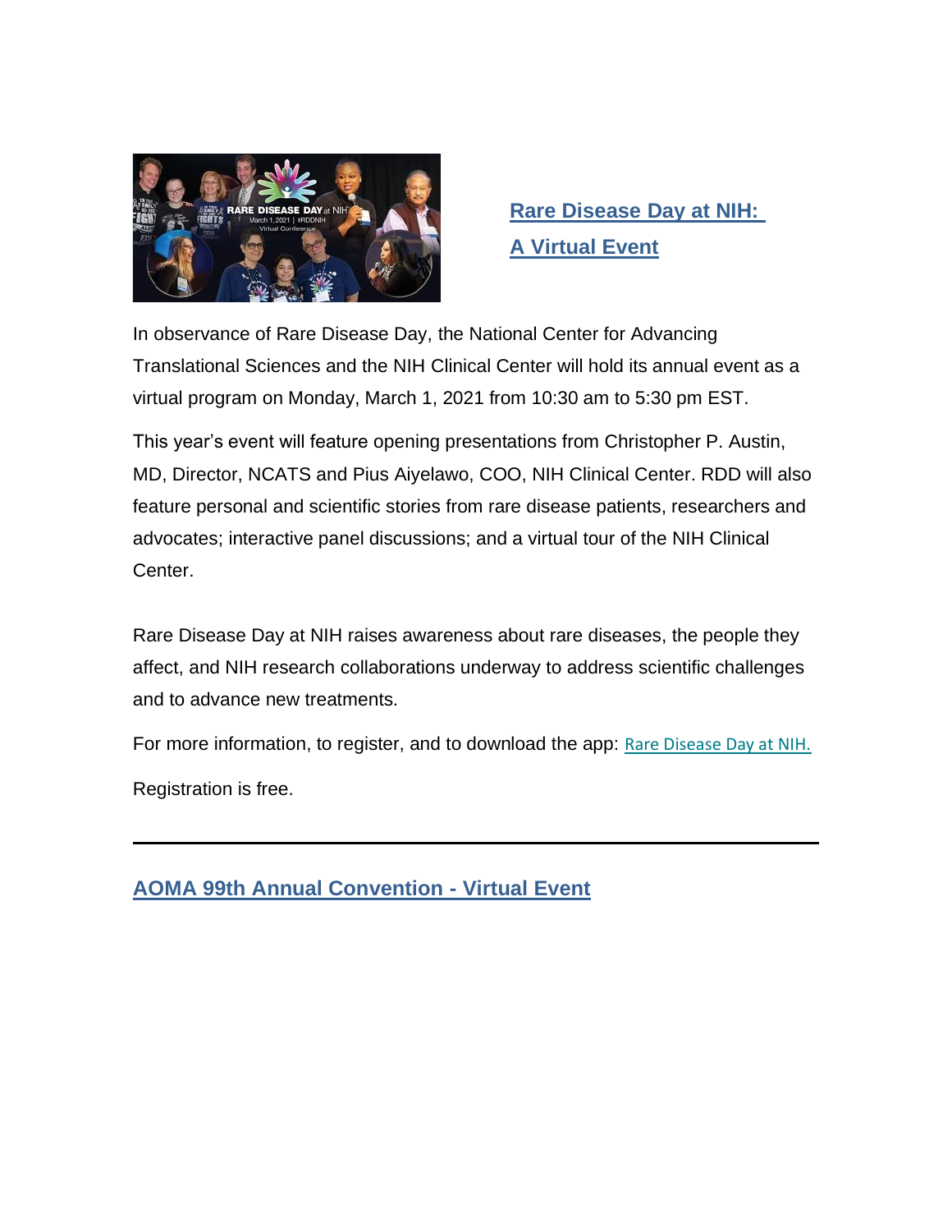## Rare Disease Day at NIH: A Virtual Event

In observance of Rare Disease Day, the National Center for Advancing Translational Sciences and the NIH Clinical Center will hold its annual event as a virtual program on Monday, March 1, 2021 from 10:30 am to 5:30 pm EST.

This year's event will feature opening presentations from Christopher P. Austin, MD, Director, NCATS and Pius Aiyelawo, COO, NIH Clinical Center. RDD will also feature personal and scientific stories from rare disease patients, researchers and advocates; interactive panel discussions; and a virtual tour of the NIH Clinical Center.

Rare Disease Day at NIH raises awareness about rare diseases, the people they affect, and NIH research collaborations underway to address scientific challenges and to advance new treatments.

For more information, to register, and to download the app: Rare Disease Day at NIH.

Registration is free.

---

## AOMA 99th Annual Convention - Virtual Event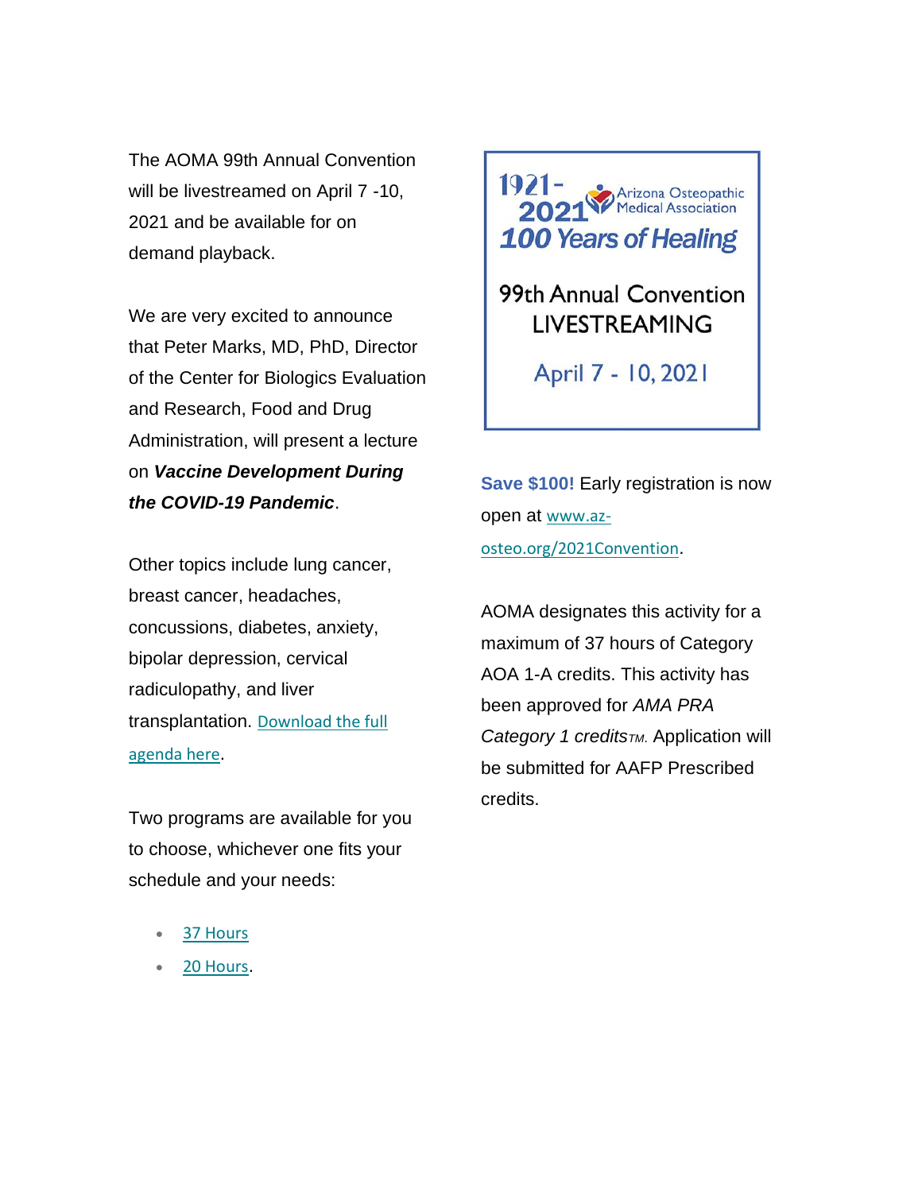The AOMA 99th Annual Convention will be livestreamed on April 7 -10, 2021 and be available for on demand playback.

We are very excited to announce that Peter Marks, MD, PhD, Director of the Center for Biologics Evaluation and Research, Food and Drug Administration, will present a lecture on ***Vaccine Development During the COVID-19 Pandemic***.

Other topics include lung cancer, breast cancer, headaches, concussions, diabetes, anxiety, bipolar depression, cervical radiculopathy, and liver transplantation. Download the full agenda here.

Two programs are available for you to choose, whichever one fits your schedule and your needs:

- 37 Hours
- 20 Hours.

1921-2021 Arizona Osteopathic Medical Association

*100 Years of Healing*

99th Annual Convention LIVESTREAMING

April 7 - 10, 2021

**Save $100!** Early registration is now open at www.az-osteo.org/2021Convention.

AOMA designates this activity for a maximum of 37 hours of Category AOA 1-A credits. This activity has been approved for *AMA PRA Category 1 credits*™. Application will be submitted for AAFP Prescribed credits.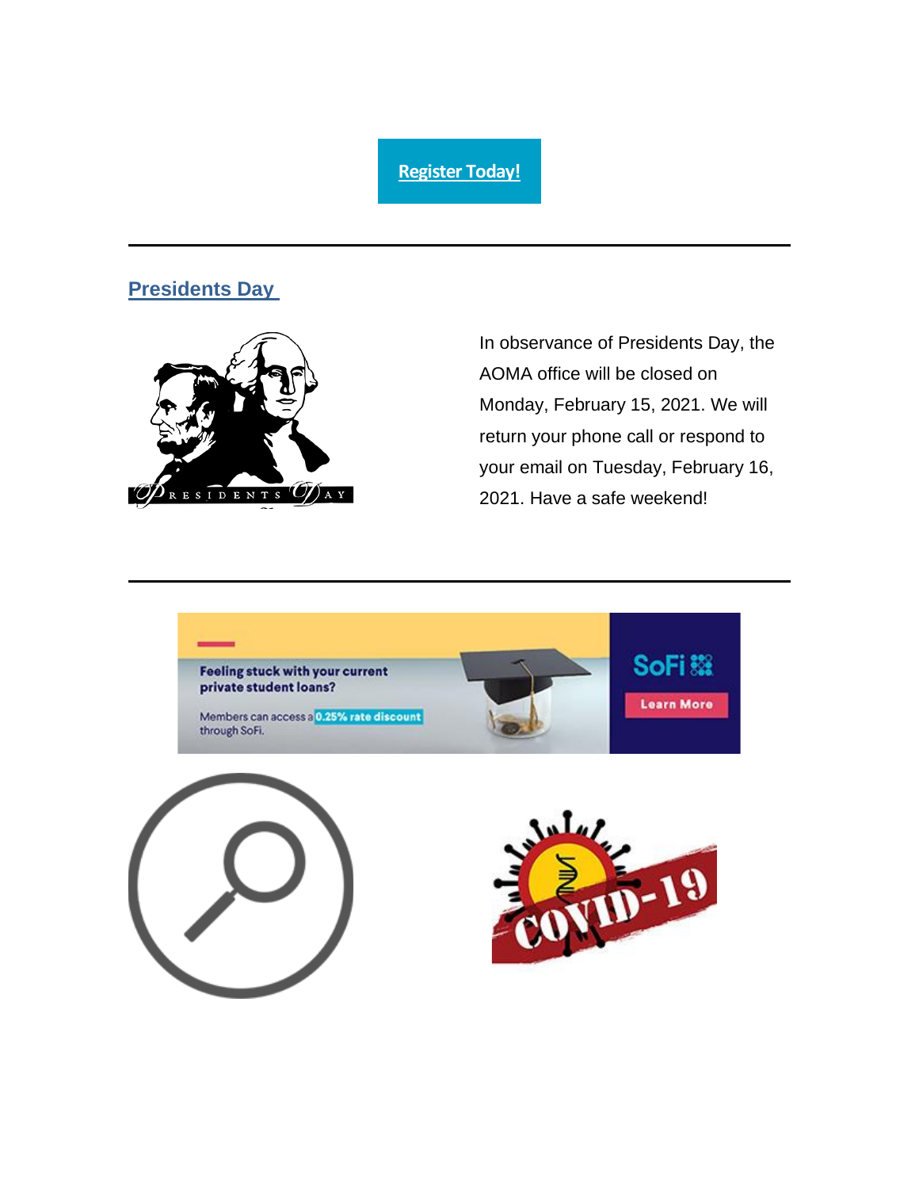[Register Today!]

---

## Presidents Day

In observance of Presidents Day, the AOMA office will be closed on Monday, February 15, 2021. We will return your phone call or respond to your email on Tuesday, February 16, 2021. Have a safe weekend!

---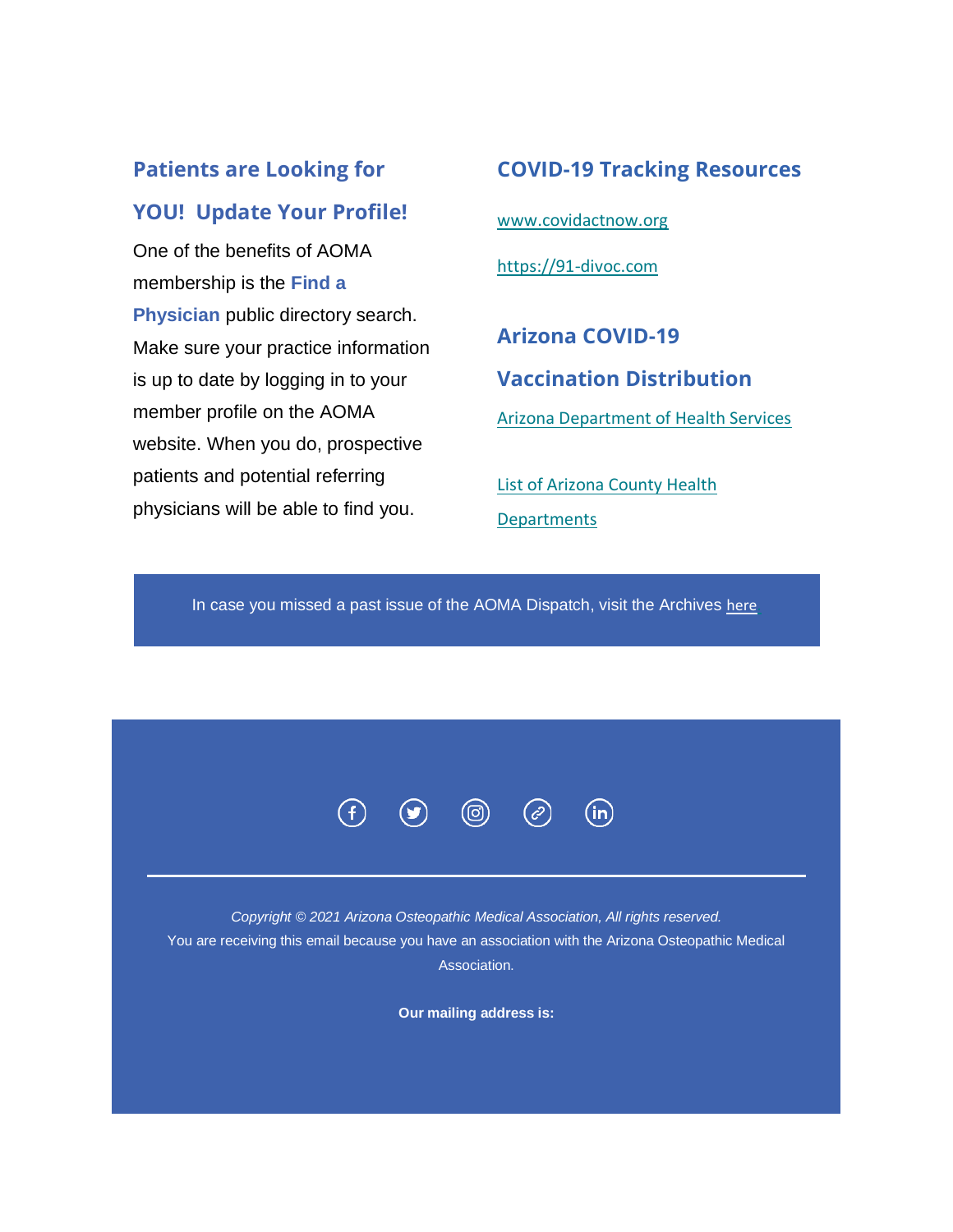## Patients are Looking for YOU! Update Your Profile!

One of the benefits of AOMA membership is the **Find a Physician** public directory search. Make sure your practice information is up to date by logging in to your member profile on the AOMA website. When you do, prospective patients and potential referring physicians will be able to find you.

## COVID-19 Tracking Resources

www.covidactnow.org

https://91-divoc.com

## Arizona COVID-19 Vaccination Distribution

Arizona Department of Health Services

List of Arizona County Health Departments

In case you missed a past issue of the AOMA Dispatch, visit the Archives here

*Copyright © 2021 Arizona Osteopathic Medical Association, All rights reserved.*

You are receiving this email because you have an association with the Arizona Osteopathic Medical Association.

**Our mailing address is:**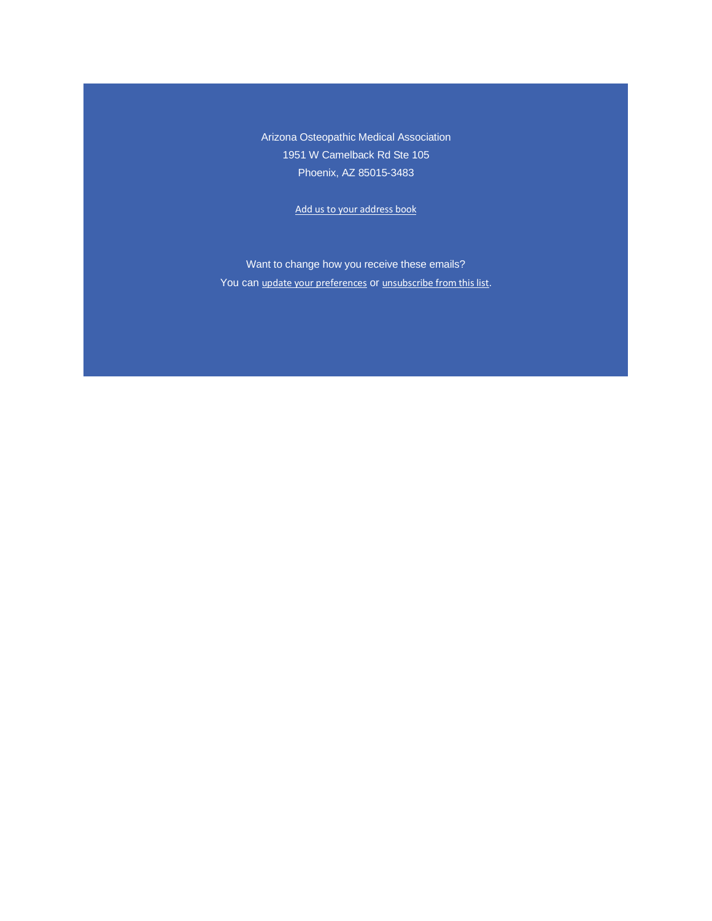Arizona Osteopathic Medical Association
1951 W Camelback Rd Ste 105
Phoenix, AZ 85015-3483

Add us to your address book

Want to change how you receive these emails?
You can update your preferences or unsubscribe from this list.